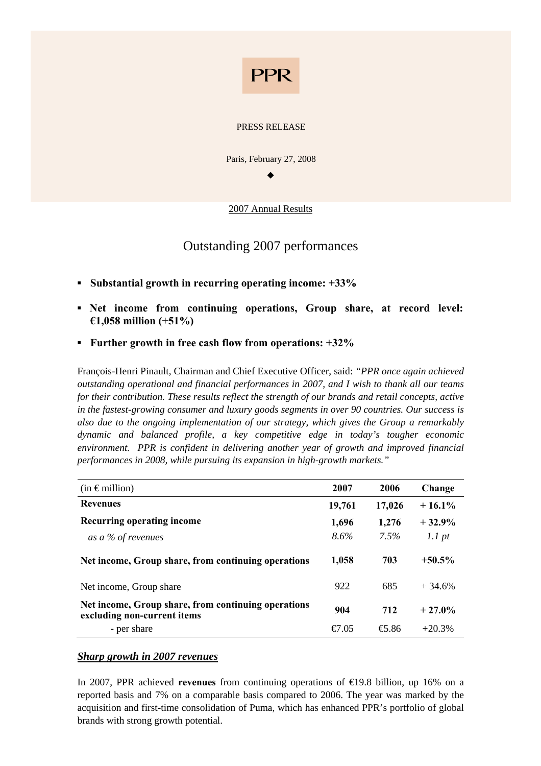PPR

PRESS RELEASE

Paris, February 27, 2008

◆

2007 Annual Results

# Outstanding 2007 performances

- **Substantial growth in recurring operating income: +33%**
- **Net income from continuing operations, Group share, at record level: €1,058 million (+51%)**
- **Further growth in free cash flow from operations: +32%**

François-Henri Pinault, Chairman and Chief Executive Officer, said: *"PPR once again achieved outstanding operational and financial performances in 2007, and I wish to thank all our teams for their contribution. These results reflect the strength of our brands and retail concepts, active in the fastest-growing consumer and luxury goods segments in over 90 countries. Our success is also due to the ongoing implementation of our strategy, which gives the Group a remarkably dynamic and balanced profile, a key competitive edge in today's tougher economic environment. PPR is confident in delivering another year of growth and improved financial performances in 2008, while pursuing its expansion in high-growth markets."*

| (in € million) | 2007 | 2006 | Change |
|---|---|---|---|
| **Revenues** | **19,761** | **17,026** | **+ 16.1%** |
| **Recurring operating income** | **1,696** | **1,276** | **+ 32.9%** |
| *as a % of revenues* | *8.6%* | *7.5%* | *1.1 pt* |
| **Net income, Group share, from continuing operations** | **1,058** | **703** | **+50.5%** |
| Net income, Group share | 922 | 685 | + 34.6% |
| **Net income, Group share, from continuing operations excluding non-current items** | **904** | **712** | **+ 27.0%** |
| - per share | €7.05 | €5.86 | +20.3% |

## ***Sharp growth in 2007 revenues***

In 2007, PPR achieved **revenues** from continuing operations of €19.8 billion, up 16% on a reported basis and 7% on a comparable basis compared to 2006. The year was marked by the acquisition and first-time consolidation of Puma, which has enhanced PPR's portfolio of global brands with strong growth potential.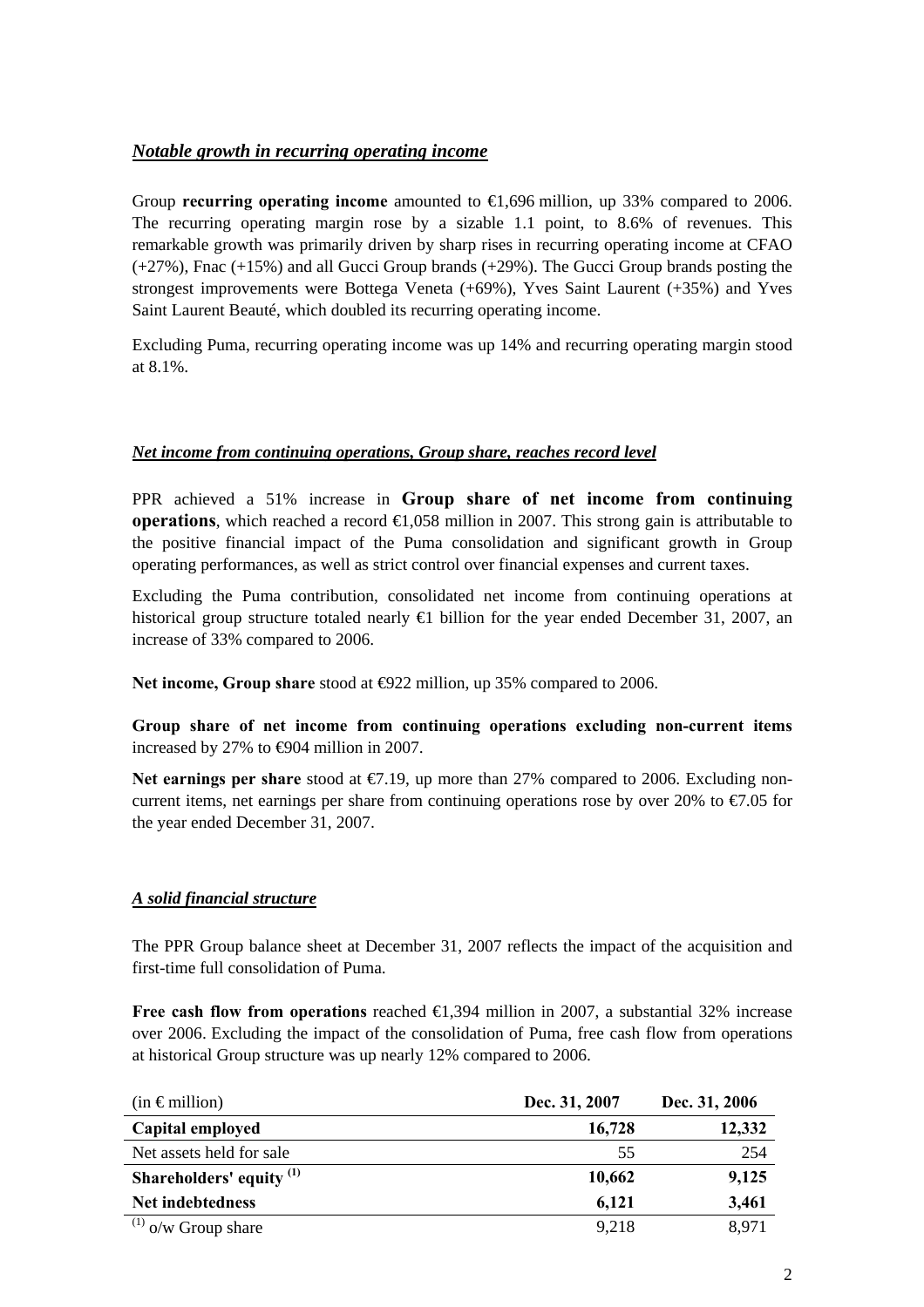***Notable growth in recurring operating income***

Group **recurring operating income** amounted to €1,696 million, up 33% compared to 2006. The recurring operating margin rose by a sizable 1.1 point, to 8.6% of revenues. This remarkable growth was primarily driven by sharp rises in recurring operating income at CFAO (+27%), Fnac (+15%) and all Gucci Group brands (+29%). The Gucci Group brands posting the strongest improvements were Bottega Veneta (+69%), Yves Saint Laurent (+35%) and Yves Saint Laurent Beauté, which doubled its recurring operating income.

Excluding Puma, recurring operating income was up 14% and recurring operating margin stood at 8.1%.

***Net income from continuing operations, Group share, reaches record level***

PPR achieved a 51% increase in **Group share of net income from continuing operations**, which reached a record €1,058 million in 2007. This strong gain is attributable to the positive financial impact of the Puma consolidation and significant growth in Group operating performances, as well as strict control over financial expenses and current taxes.

Excluding the Puma contribution, consolidated net income from continuing operations at historical group structure totaled nearly €1 billion for the year ended December 31, 2007, an increase of 33% compared to 2006.

**Net income, Group share** stood at €922 million, up 35% compared to 2006.

**Group share of net income from continuing operations excluding non-current items** increased by 27% to €904 million in 2007.

**Net earnings per share** stood at €7.19, up more than 27% compared to 2006. Excluding non-current items, net earnings per share from continuing operations rose by over 20% to €7.05 for the year ended December 31, 2007.

***A solid financial structure***

The PPR Group balance sheet at December 31, 2007 reflects the impact of the acquisition and first-time full consolidation of Puma.

**Free cash flow from operations** reached €1,394 million in 2007, a substantial 32% increase over 2006. Excluding the impact of the consolidation of Puma, free cash flow from operations at historical Group structure was up nearly 12% compared to 2006.

| (in € million) | Dec. 31, 2007 | Dec. 31, 2006 |
|---|---|---|
| **Capital employed** | **16,728** | **12,332** |
| Net assets held for sale | 55 | 254 |
| **Shareholders' equity [(1)]** | **10,662** | **9,125** |
| **Net indebtedness** | **6,121** | **3,461** |
| [(1)] o/w Group share | 9,218 | 8,971 |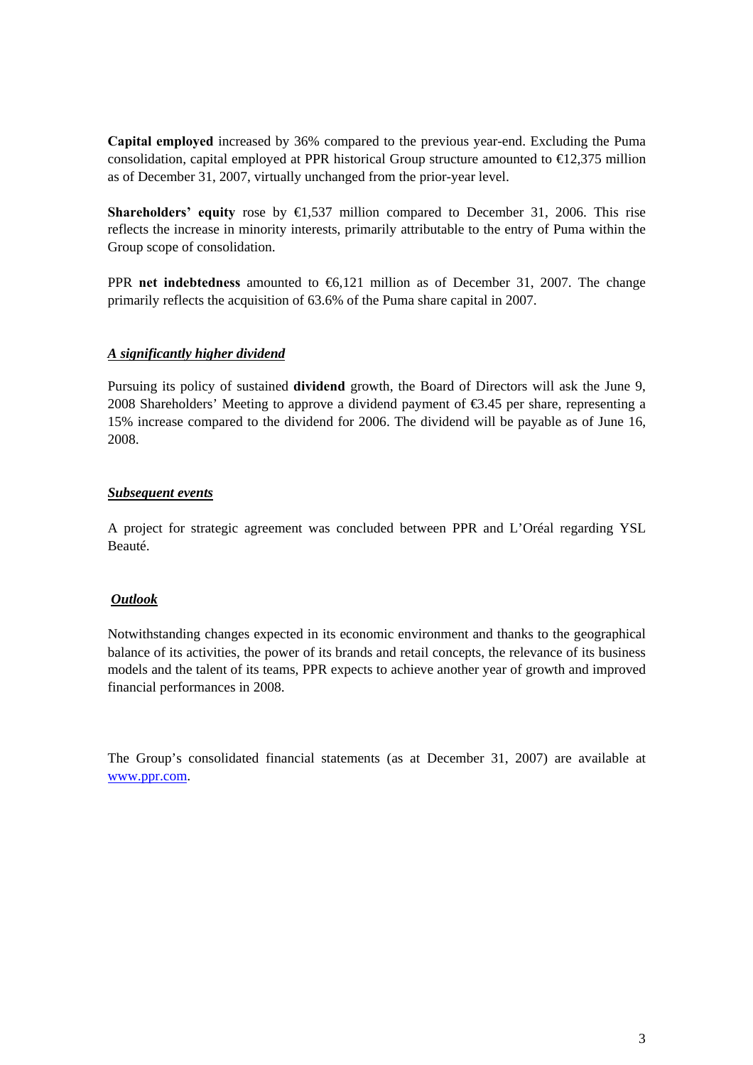**Capital employed** increased by 36% compared to the previous year-end. Excluding the Puma consolidation, capital employed at PPR historical Group structure amounted to €12,375 million as of December 31, 2007, virtually unchanged from the prior-year level.

**Shareholders' equity** rose by €1,537 million compared to December 31, 2006. This rise reflects the increase in minority interests, primarily attributable to the entry of Puma within the Group scope of consolidation.

PPR **net indebtedness** amounted to €6,121 million as of December 31, 2007. The change primarily reflects the acquisition of 63.6% of the Puma share capital in 2007.

***A significantly higher dividend***

Pursuing its policy of sustained **dividend** growth, the Board of Directors will ask the June 9, 2008 Shareholders' Meeting to approve a dividend payment of €3.45 per share, representing a 15% increase compared to the dividend for 2006. The dividend will be payable as of June 16, 2008.

***Subsequent events***

A project for strategic agreement was concluded between PPR and L'Oréal regarding YSL Beauté.

***Outlook***

Notwithstanding changes expected in its economic environment and thanks to the geographical balance of its activities, the power of its brands and retail concepts, the relevance of its business models and the talent of its teams, PPR expects to achieve another year of growth and improved financial performances in 2008.

The Group's consolidated financial statements (as at December 31, 2007) are available at www.ppr.com.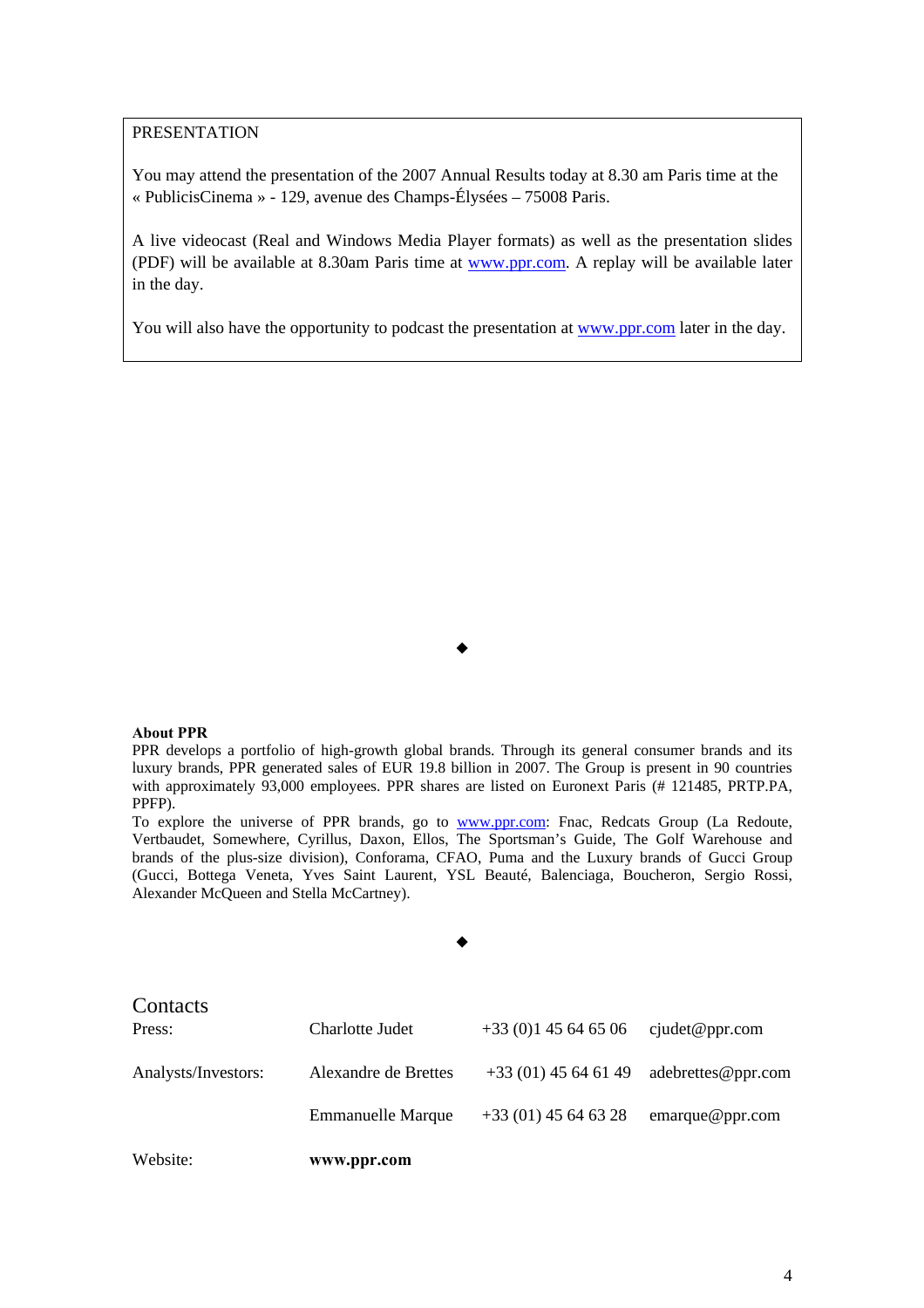PRESENTATION

You may attend the presentation of the 2007 Annual Results today at 8.30 am Paris time at the « PublicisCinema » - 129, avenue des Champs-Élysées – 75008 Paris.

A live videocast (Real and Windows Media Player formats) as well as the presentation slides (PDF) will be available at 8.30am Paris time at www.ppr.com. A replay will be available later in the day.

You will also have the opportunity to podcast the presentation at www.ppr.com later in the day.

◆

**About PPR**

PPR develops a portfolio of high-growth global brands. Through its general consumer brands and its luxury brands, PPR generated sales of EUR 19.8 billion in 2007. The Group is present in 90 countries with approximately 93,000 employees. PPR shares are listed on Euronext Paris (# 121485, PRTP.PA, PPFP).

To explore the universe of PPR brands, go to www.ppr.com: Fnac, Redcats Group (La Redoute, Vertbaudet, Somewhere, Cyrillus, Daxon, Ellos, The Sportsman's Guide, The Golf Warehouse and brands of the plus-size division), Conforama, CFAO, Puma and the Luxury brands of Gucci Group (Gucci, Bottega Veneta, Yves Saint Laurent, YSL Beauté, Balenciaga, Boucheron, Sergio Rossi, Alexander McQueen and Stella McCartney).

◆

## Contacts

| | | | |
|---|---|---|---|
| Press: | Charlotte Judet | +33 (0)1 45 64 65 06 | cjudet@ppr.com |
| Analysts/Investors: | Alexandre de Brettes | +33 (01) 45 64 61 49 | adebrettes@ppr.com |
| | Emmanuelle Marque | +33 (01) 45 64 63 28 | emarque@ppr.com |
| Website: | **www.ppr.com** | | |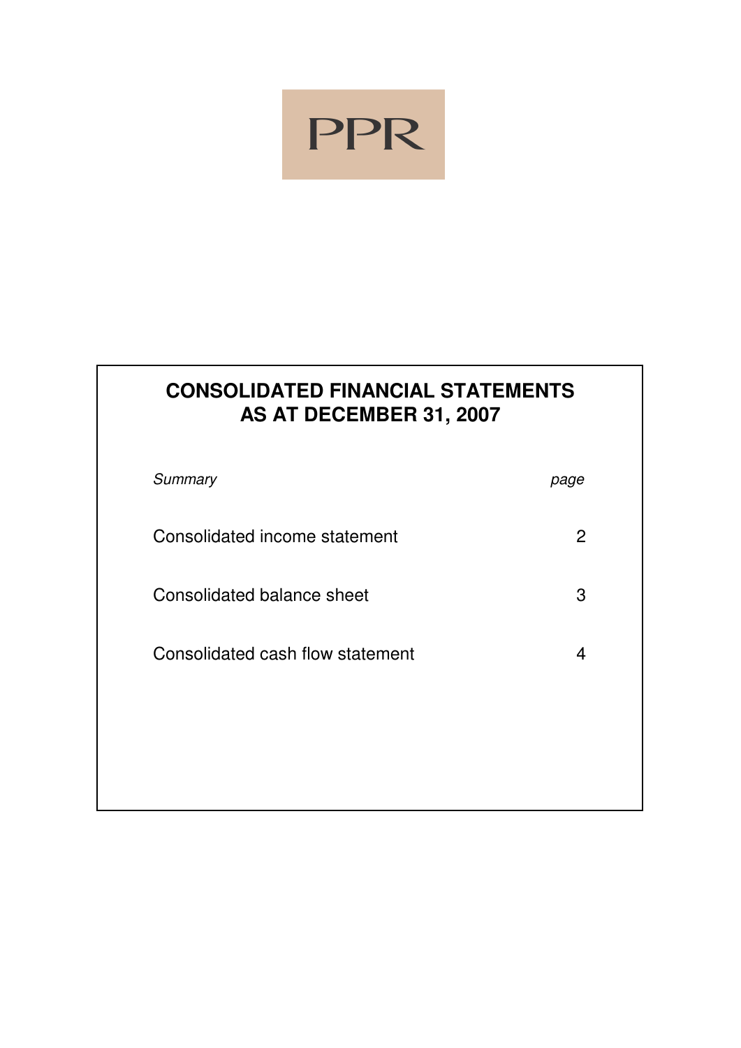PPR

# CONSOLIDATED FINANCIAL STATEMENTS AS AT DECEMBER 31, 2007

| *Summary* | *page* |
|---|---|
| Consolidated income statement | 2 |
| Consolidated balance sheet | 3 |
| Consolidated cash flow statement | 4 |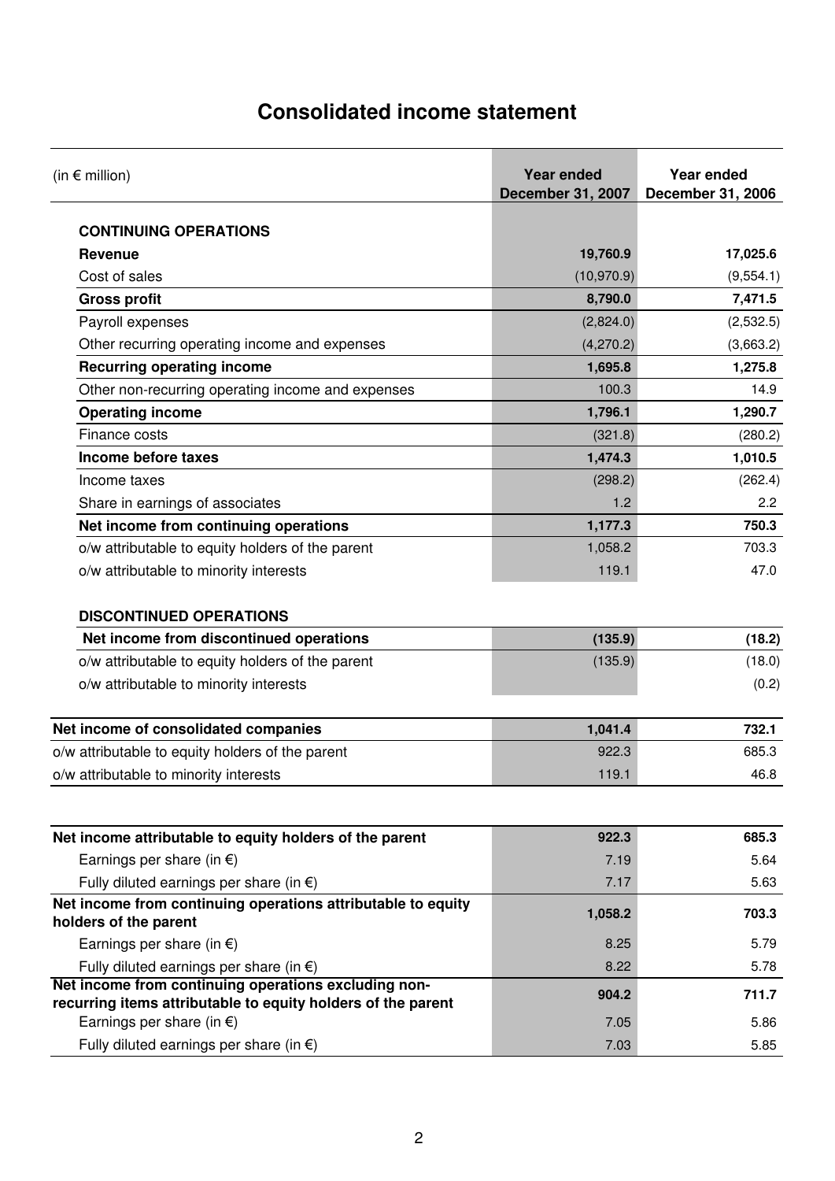# Consolidated income statement

| (in € million) | Year ended December 31, 2007 | Year ended December 31, 2006 |
|---|---|---|
| **CONTINUING OPERATIONS** | | |
| **Revenue** | **19,760.9** | **17,025.6** |
| Cost of sales | (10,970.9) | (9,554.1) |
| **Gross profit** | **8,790.0** | **7,471.5** |
| Payroll expenses | (2,824.0) | (2,532.5) |
| Other recurring operating income and expenses | (4,270.2) | (3,663.2) |
| **Recurring operating income** | **1,695.8** | **1,275.8** |
| Other non-recurring operating income and expenses | 100.3 | 14.9 |
| **Operating income** | **1,796.1** | **1,290.7** |
| Finance costs | (321.8) | (280.2) |
| **Income before taxes** | **1,474.3** | **1,010.5** |
| Income taxes | (298.2) | (262.4) |
| Share in earnings of associates | 1.2 | 2.2 |
| **Net income from continuing operations** | **1,177.3** | **750.3** |
| o/w attributable to equity holders of the parent | 1,058.2 | 703.3 |
| o/w attributable to minority interests | 119.1 | 47.0 |
| **DISCONTINUED OPERATIONS** | | |
| **Net income from discontinued operations** | **(135.9)** | **(18.2)** |
| o/w attributable to equity holders of the parent | (135.9) | (18.0) |
| o/w attributable to minority interests | | (0.2) |
| **Net income of consolidated companies** | **1,041.4** | **732.1** |
| o/w attributable to equity holders of the parent | 922.3 | 685.3 |
| o/w attributable to minority interests | 119.1 | 46.8 |

| | Year ended December 31, 2007 | Year ended December 31, 2006 |
|---|---|---|
| **Net income attributable to equity holders of the parent** | **922.3** | **685.3** |
| Earnings per share (in €) | 7.19 | 5.64 |
| Fully diluted earnings per share (in €) | 7.17 | 5.63 |
| **Net income from continuing operations attributable to equity holders of the parent** | **1,058.2** | **703.3** |
| Earnings per share (in €) | 8.25 | 5.79 |
| Fully diluted earnings per share (in €) | 8.22 | 5.78 |
| **Net income from continuing operations excluding non-recurring items attributable to equity holders of the parent** | **904.2** | **711.7** |
| Earnings per share (in €) | 7.05 | 5.86 |
| Fully diluted earnings per share (in €) | 7.03 | 5.85 |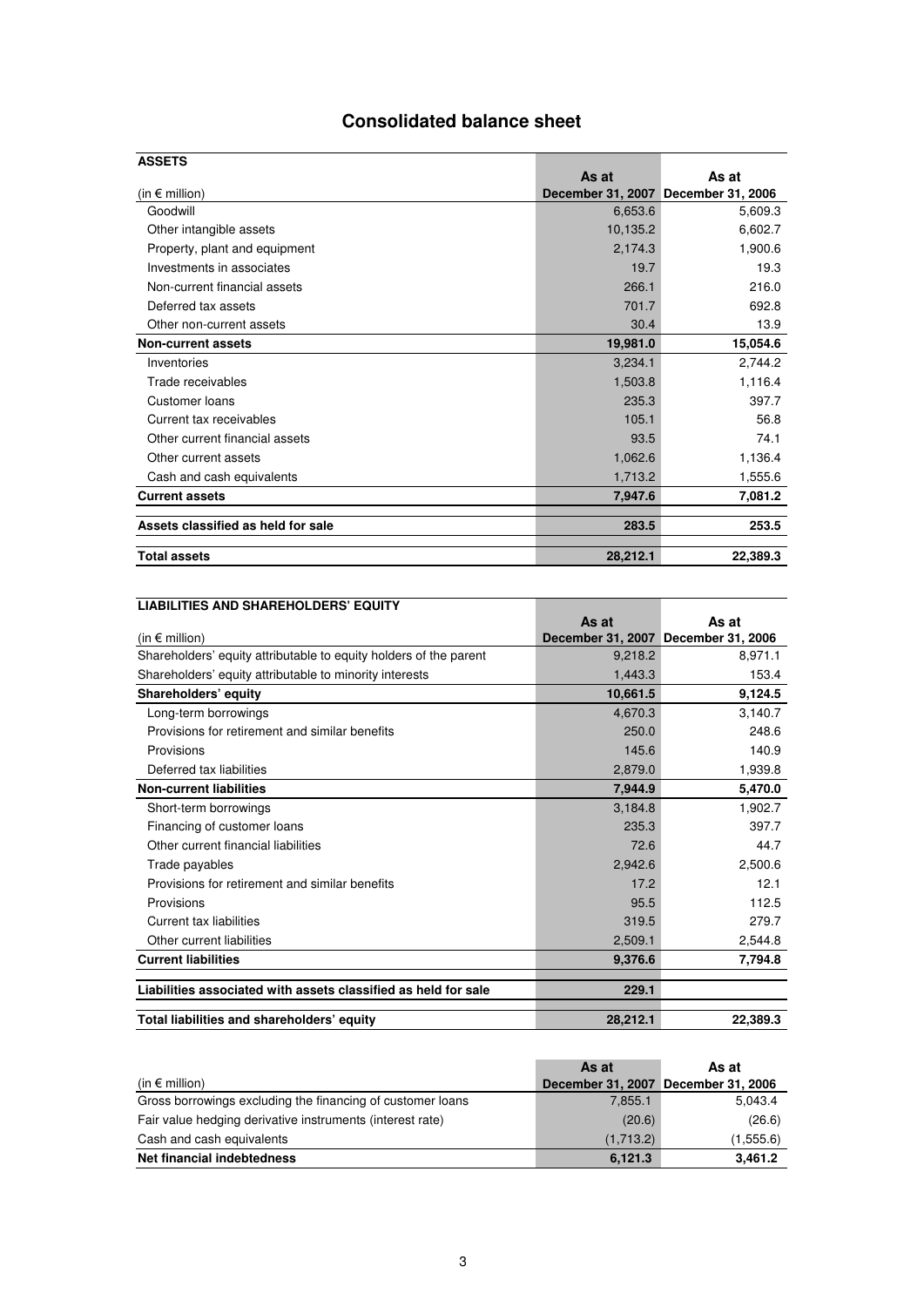# Consolidated balance sheet

| ASSETS | | |
|---|---|---|
| (in € million) | As at December 31, 2007 | As at December 31, 2006 |
| Goodwill | 6,653.6 | 5,609.3 |
| Other intangible assets | 10,135.2 | 6,602.7 |
| Property, plant and equipment | 2,174.3 | 1,900.6 |
| Investments in associates | 19.7 | 19.3 |
| Non-current financial assets | 266.1 | 216.0 |
| Deferred tax assets | 701.7 | 692.8 |
| Other non-current assets | 30.4 | 13.9 |
| **Non-current assets** | **19,981.0** | **15,054.6** |
| Inventories | 3,234.1 | 2,744.2 |
| Trade receivables | 1,503.8 | 1,116.4 |
| Customer loans | 235.3 | 397.7 |
| Current tax receivables | 105.1 | 56.8 |
| Other current financial assets | 93.5 | 74.1 |
| Other current assets | 1,062.6 | 1,136.4 |
| Cash and cash equivalents | 1,713.2 | 1,555.6 |
| **Current assets** | **7,947.6** | **7,081.2** |
| **Assets classified as held for sale** | **283.5** | **253.5** |
| **Total assets** | **28,212.1** | **22,389.3** |

| LIABILITIES AND SHAREHOLDERS' EQUITY | | |
|---|---|---|
| (in € million) | As at December 31, 2007 | As at December 31, 2006 |
| Shareholders' equity attributable to equity holders of the parent | 9,218.2 | 8,971.1 |
| Shareholders' equity attributable to minority interests | 1,443.3 | 153.4 |
| **Shareholders' equity** | **10,661.5** | **9,124.5** |
| Long-term borrowings | 4,670.3 | 3,140.7 |
| Provisions for retirement and similar benefits | 250.0 | 248.6 |
| Provisions | 145.6 | 140.9 |
| Deferred tax liabilities | 2,879.0 | 1,939.8 |
| **Non-current liabilities** | **7,944.9** | **5,470.0** |
| Short-term borrowings | 3,184.8 | 1,902.7 |
| Financing of customer loans | 235.3 | 397.7 |
| Other current financial liabilities | 72.6 | 44.7 |
| Trade payables | 2,942.6 | 2,500.6 |
| Provisions for retirement and similar benefits | 17.2 | 12.1 |
| Provisions | 95.5 | 112.5 |
| Current tax liabilities | 319.5 | 279.7 |
| Other current liabilities | 2,509.1 | 2,544.8 |
| **Current liabilities** | **9,376.6** | **7,794.8** |
| **Liabilities associated with assets classified as held for sale** | **229.1** | |
| **Total liabilities and shareholders' equity** | **28,212.1** | **22,389.3** |

| (in € million) | As at December 31, 2007 | As at December 31, 2006 |
|---|---|---|
| Gross borrowings excluding the financing of customer loans | 7,855.1 | 5,043.4 |
| Fair value hedging derivative instruments (interest rate) | (20.6) | (26.6) |
| Cash and cash equivalents | (1,713.2) | (1,555.6) |
| **Net financial indebtedness** | **6,121.3** | **3,461.2** |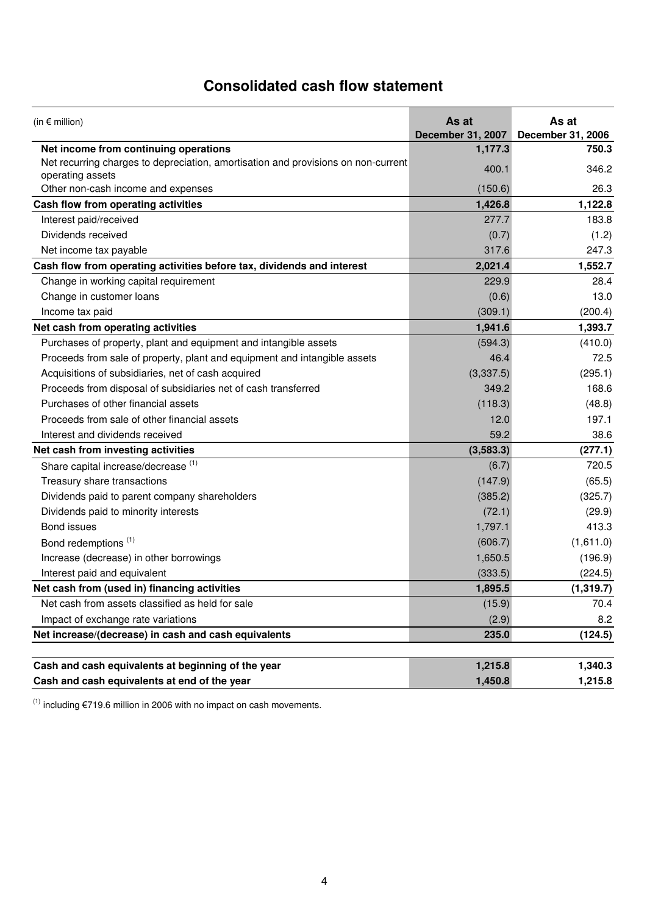# Consolidated cash flow statement

| (in € million) | As at December 31, 2007 | As at December 31, 2006 |
|---|---|---|
| **Net income from continuing operations** | **1,177.3** | **750.3** |
| Net recurring charges to depreciation, amortisation and provisions on non-current operating assets | 400.1 | 346.2 |
| Other non-cash income and expenses | (150.6) | 26.3 |
| **Cash flow from operating activities** | **1,426.8** | **1,122.8** |
| Interest paid/received | 277.7 | 183.8 |
| Dividends received | (0.7) | (1.2) |
| Net income tax payable | 317.6 | 247.3 |
| **Cash flow from operating activities before tax, dividends and interest** | **2,021.4** | **1,552.7** |
| Change in working capital requirement | 229.9 | 28.4 |
| Change in customer loans | (0.6) | 13.0 |
| Income tax paid | (309.1) | (200.4) |
| **Net cash from operating activities** | **1,941.6** | **1,393.7** |
| Purchases of property, plant and equipment and intangible assets | (594.3) | (410.0) |
| Proceeds from sale of property, plant and equipment and intangible assets | 46.4 | 72.5 |
| Acquisitions of subsidiaries, net of cash acquired | (3,337.5) | (295.1) |
| Proceeds from disposal of subsidiaries net of cash transferred | 349.2 | 168.6 |
| Purchases of other financial assets | (118.3) | (48.8) |
| Proceeds from sale of other financial assets | 12.0 | 197.1 |
| Interest and dividends received | 59.2 | 38.6 |
| **Net cash from investing activities** | **(3,583.3)** | **(277.1)** |
| Share capital increase/decrease [(1)] | (6.7) | 720.5 |
| Treasury share transactions | (147.9) | (65.5) |
| Dividends paid to parent company shareholders | (385.2) | (325.7) |
| Dividends paid to minority interests | (72.1) | (29.9) |
| Bond issues | 1,797.1 | 413.3 |
| Bond redemptions [(1)] | (606.7) | (1,611.0) |
| Increase (decrease) in other borrowings | 1,650.5 | (196.9) |
| Interest paid and equivalent | (333.5) | (224.5) |
| **Net cash from (used in) financing activities** | **1,895.5** | **(1,319.7)** |
| Net cash from assets classified as held for sale | (15.9) | 70.4 |
| Impact of exchange rate variations | (2.9) | 8.2 |
| **Net increase/(decrease) in cash and cash equivalents** | **235.0** | **(124.5)** |
| | | |
| **Cash and cash equivalents at beginning of the year** | **1,215.8** | **1,340.3** |
| **Cash and cash equivalents at end of the year** | **1,450.8** | **1,215.8** |

[(1)] including €719.6 million in 2006 with no impact on cash movements.